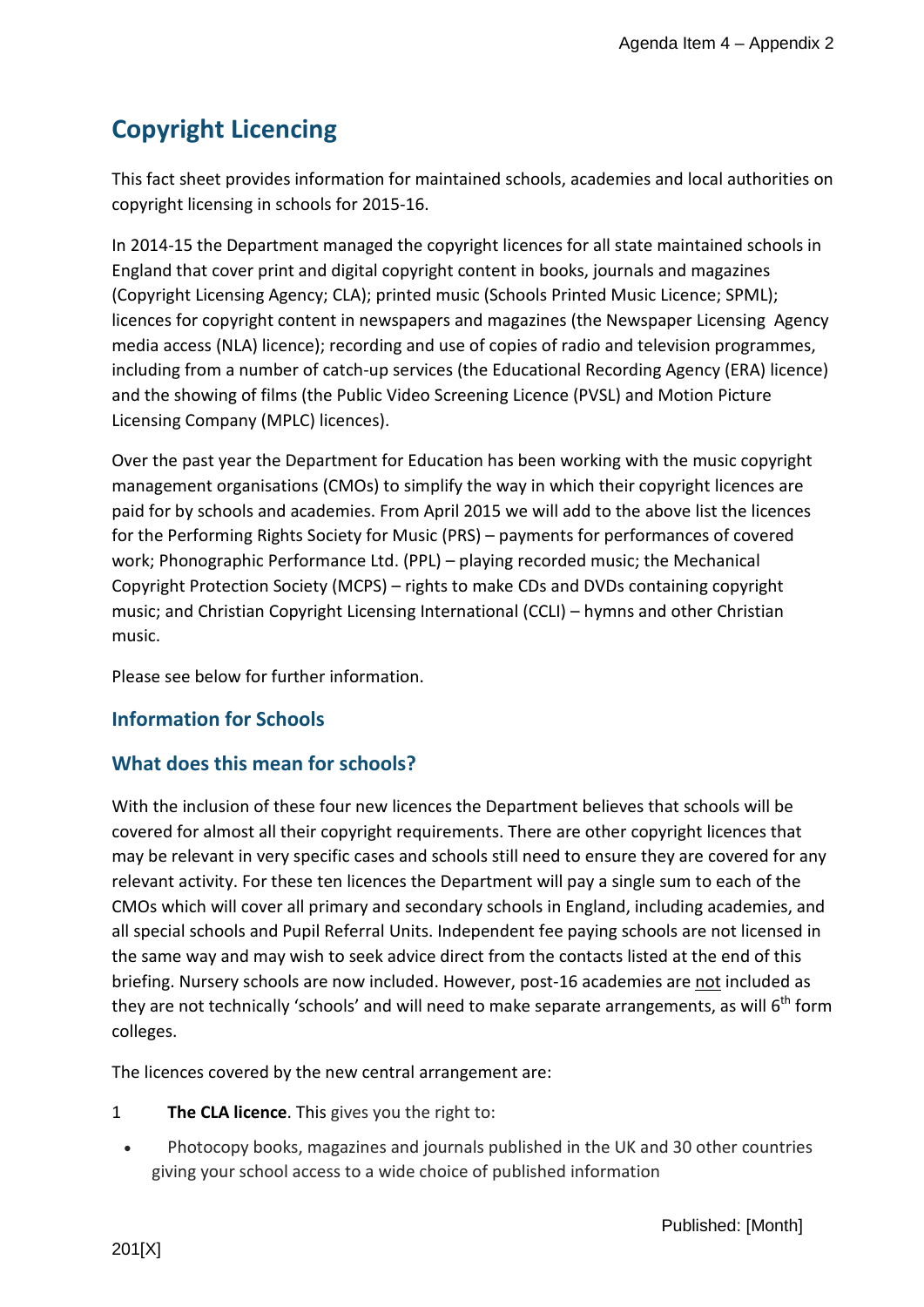# Copyright Licencing

This fact sheet provides information for maintained schools, academies and local authorities on copyright licensing in schools for 2015-16.

In 2014-15 the Department managed the copyright licences for all state maintained schools in England that cover print and digital copyright content in books, journals and magazines (Copyright Licensing Agency; CLA); printed music (Schools Printed Music Licence; SPML); licences for copyright content in newspapers and magazines (the Newspaper Licensing Agency media access (NLA) licence); recording and use of copies of radio and television programmes, including from a number of catch-up services (the Educational Recording Agency (ERA) licence) and the showing of films (the Public Video Screening Licence (PVSL) and Motion Picture Licensing Company (MPLC) licences).

Over the past year the Department for Education has been working with the music copyright management organisations (CMOs) to simplify the way in which their copyright licences are paid for by schools and academies. From April 2015 we will add to the above list the licences for the Performing Rights Society for Music (PRS) – payments for performances of covered work; Phonographic Performance Ltd. (PPL) – playing recorded music; the Mechanical Copyright Protection Society (MCPS) – rights to make CDs and DVDs containing copyright music; and Christian Copyright Licensing International (CCLI) – hymns and other Christian music.

Please see below for further information.

## Information for Schools

## What does this mean for schools?

With the inclusion of these four new licences the Department believes that schools will be covered for almost all their copyright requirements. There are other copyright licences that may be relevant in very specific cases and schools still need to ensure they are covered for any relevant activity. For these ten licences the Department will pay a single sum to each of the CMOs which will cover all primary and secondary schools in England, including academies, and all special schools and Pupil Referral Units. Independent fee paying schools are not licensed in the same way and may wish to seek advice direct from the contacts listed at the end of this briefing. Nursery schools are now included. However, post-16 academies are not included as they are not technically 'schools' and will need to make separate arrangements, as will 6th form colleges.

The licences covered by the new central arrangement are:

1 **The CLA licence**. This gives you the right to:

- Photocopy books, magazines and journals published in the UK and 30 other countries giving your school access to a wide choice of published information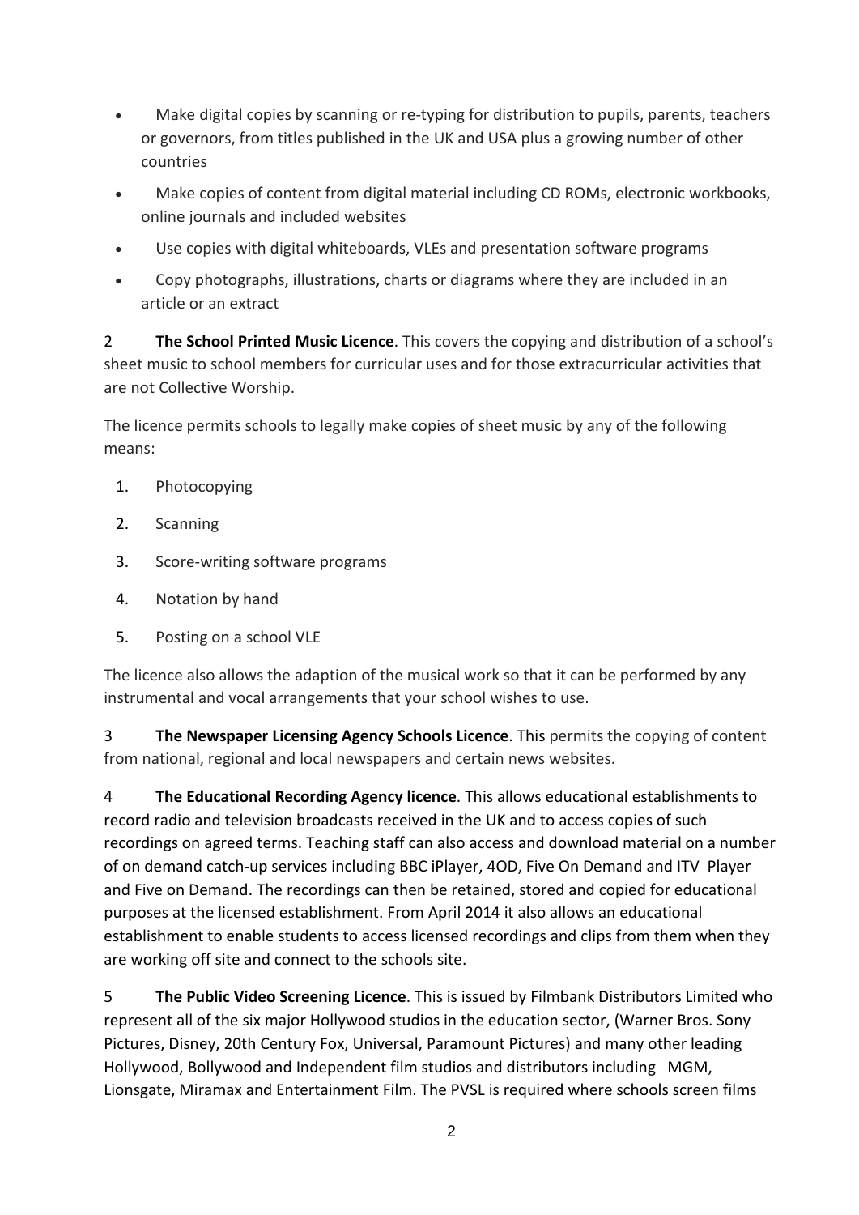- Make digital copies by scanning or re-typing for distribution to pupils, parents, teachers or governors, from titles published in the UK and USA plus a growing number of other countries
- Make copies of content from digital material including CD ROMs, electronic workbooks, online journals and included websites
- Use copies with digital whiteboards, VLEs and presentation software programs
- Copy photographs, illustrations, charts or diagrams where they are included in an article or an extract

2 **The School Printed Music Licence**. This covers the copying and distribution of a school's sheet music to school members for curricular uses and for those extracurricular activities that are not Collective Worship.

The licence permits schools to legally make copies of sheet music by any of the following means:

1. Photocopying
2. Scanning
3. Score-writing software programs
4. Notation by hand
5. Posting on a school VLE

The licence also allows the adaption of the musical work so that it can be performed by any instrumental and vocal arrangements that your school wishes to use.

3 **The Newspaper Licensing Agency Schools Licence**. This permits the copying of content from national, regional and local newspapers and certain news websites.

4 **The Educational Recording Agency licence**. This allows educational establishments to record radio and television broadcasts received in the UK and to access copies of such recordings on agreed terms. Teaching staff can also access and download material on a number of on demand catch-up services including BBC iPlayer, 4OD, Five On Demand and ITV Player and Five on Demand. The recordings can then be retained, stored and copied for educational purposes at the licensed establishment. From April 2014 it also allows an educational establishment to enable students to access licensed recordings and clips from them when they are working off site and connect to the schools site.

5 **The Public Video Screening Licence**. This is issued by Filmbank Distributors Limited who represent all of the six major Hollywood studios in the education sector, (Warner Bros. Sony Pictures, Disney, 20th Century Fox, Universal, Paramount Pictures) and many other leading Hollywood, Bollywood and Independent film studios and distributors including MGM, Lionsgate, Miramax and Entertainment Film. The PVSL is required where schools screen films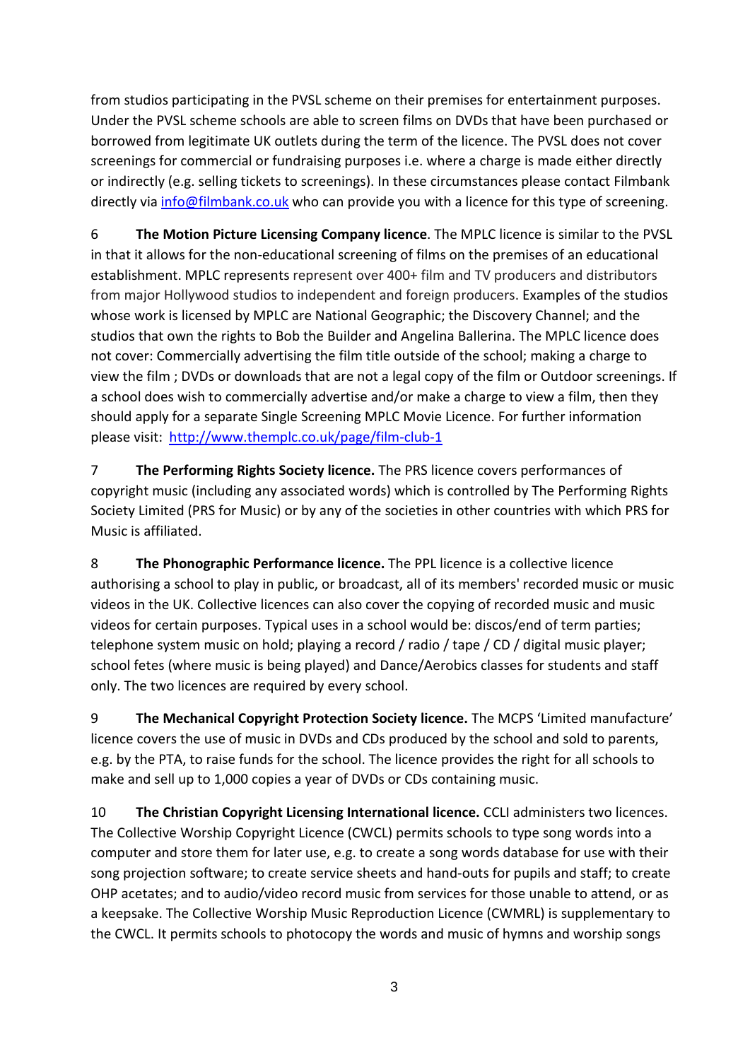from studios participating in the PVSL scheme on their premises for entertainment purposes. Under the PVSL scheme schools are able to screen films on DVDs that have been purchased or borrowed from legitimate UK outlets during the term of the licence. The PVSL does not cover screenings for commercial or fundraising purposes i.e. where a charge is made either directly or indirectly (e.g. selling tickets to screenings). In these circumstances please contact Filmbank directly via [info@filmbank.co.uk](mailto:info@filmbank.co.uk) who can provide you with a licence for this type of screening.

6 **The Motion Picture Licensing Company licence**. The MPLC licence is similar to the PVSL in that it allows for the non-educational screening of films on the premises of an educational establishment. MPLC represents represent over 400+ film and TV producers and distributors from major Hollywood studios to independent and foreign producers. Examples of the studios whose work is licensed by MPLC are National Geographic; the Discovery Channel; and the studios that own the rights to Bob the Builder and Angelina Ballerina. The MPLC licence does not cover: Commercially advertising the film title outside of the school; making a charge to view the film ; DVDs or downloads that are not a legal copy of the film or Outdoor screenings. If a school does wish to commercially advertise and/or make a charge to view a film, then they should apply for a separate Single Screening MPLC Movie Licence. For further information please visit: [http://www.themplc.co.uk/page/film-club-1](http://www.themplc.co.uk/page/film-club-1)

7 **The Performing Rights Society licence.** The PRS licence covers performances of copyright music (including any associated words) which is controlled by The Performing Rights Society Limited (PRS for Music) or by any of the societies in other countries with which PRS for Music is affiliated.

8 **The Phonographic Performance licence.** The PPL licence is a collective licence authorising a school to play in public, or broadcast, all of its members' recorded music or music videos in the UK. Collective licences can also cover the copying of recorded music and music videos for certain purposes. Typical uses in a school would be: discos/end of term parties; telephone system music on hold; playing a record / radio / tape / CD / digital music player; school fetes (where music is being played) and Dance/Aerobics classes for students and staff only. The two licences are required by every school.

9 **The Mechanical Copyright Protection Society licence.** The MCPS 'Limited manufacture' licence covers the use of music in DVDs and CDs produced by the school and sold to parents, e.g. by the PTA, to raise funds for the school. The licence provides the right for all schools to make and sell up to 1,000 copies a year of DVDs or CDs containing music.

10 **The Christian Copyright Licensing International licence.** CCLI administers two licences. The Collective Worship Copyright Licence (CWCL) permits schools to type song words into a computer and store them for later use, e.g. to create a song words database for use with their song projection software; to create service sheets and hand-outs for pupils and staff; to create OHP acetates; and to audio/video record music from services for those unable to attend, or as a keepsake. The Collective Worship Music Reproduction Licence (CWMRL) is supplementary to the CWCL. It permits schools to photocopy the words and music of hymns and worship songs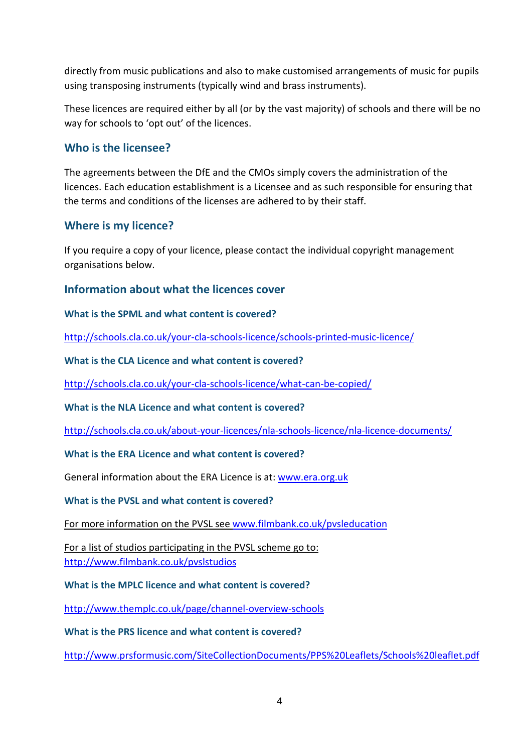directly from music publications and also to make customised arrangements of music for pupils using transposing instruments (typically wind and brass instruments).

These licences are required either by all (or by the vast majority) of schools and there will be no way for schools to 'opt out' of the licences.

## Who is the licensee?

The agreements between the DfE and the CMOs simply covers the administration of the licences. Each education establishment is a Licensee and as such responsible for ensuring that the terms and conditions of the licenses are adhered to by their staff.

## Where is my licence?

If you require a copy of your licence, please contact the individual copyright management organisations below.

## Information about what the licences cover

### What is the SPML and what content is covered?

http://schools.cla.co.uk/your-cla-schools-licence/schools-printed-music-licence/

### What is the CLA Licence and what content is covered?

http://schools.cla.co.uk/your-cla-schools-licence/what-can-be-copied/

### What is the NLA Licence and what content is covered?

http://schools.cla.co.uk/about-your-licences/nla-schools-licence/nla-licence-documents/

### What is the ERA Licence and what content is covered?

General information about the ERA Licence is at: www.era.org.uk

### What is the PVSL and what content is covered?

For more information on the PVSL see www.filmbank.co.uk/pvsleducation

For a list of studios participating in the PVSL scheme go to: http://www.filmbank.co.uk/pvslstudios

### What is the MPLC licence and what content is covered?

http://www.themplc.co.uk/page/channel-overview-schools

### What is the PRS licence and what content is covered?

http://www.prsformusic.com/SiteCollectionDocuments/PPS%20Leaflets/Schools%20leaflet.pdf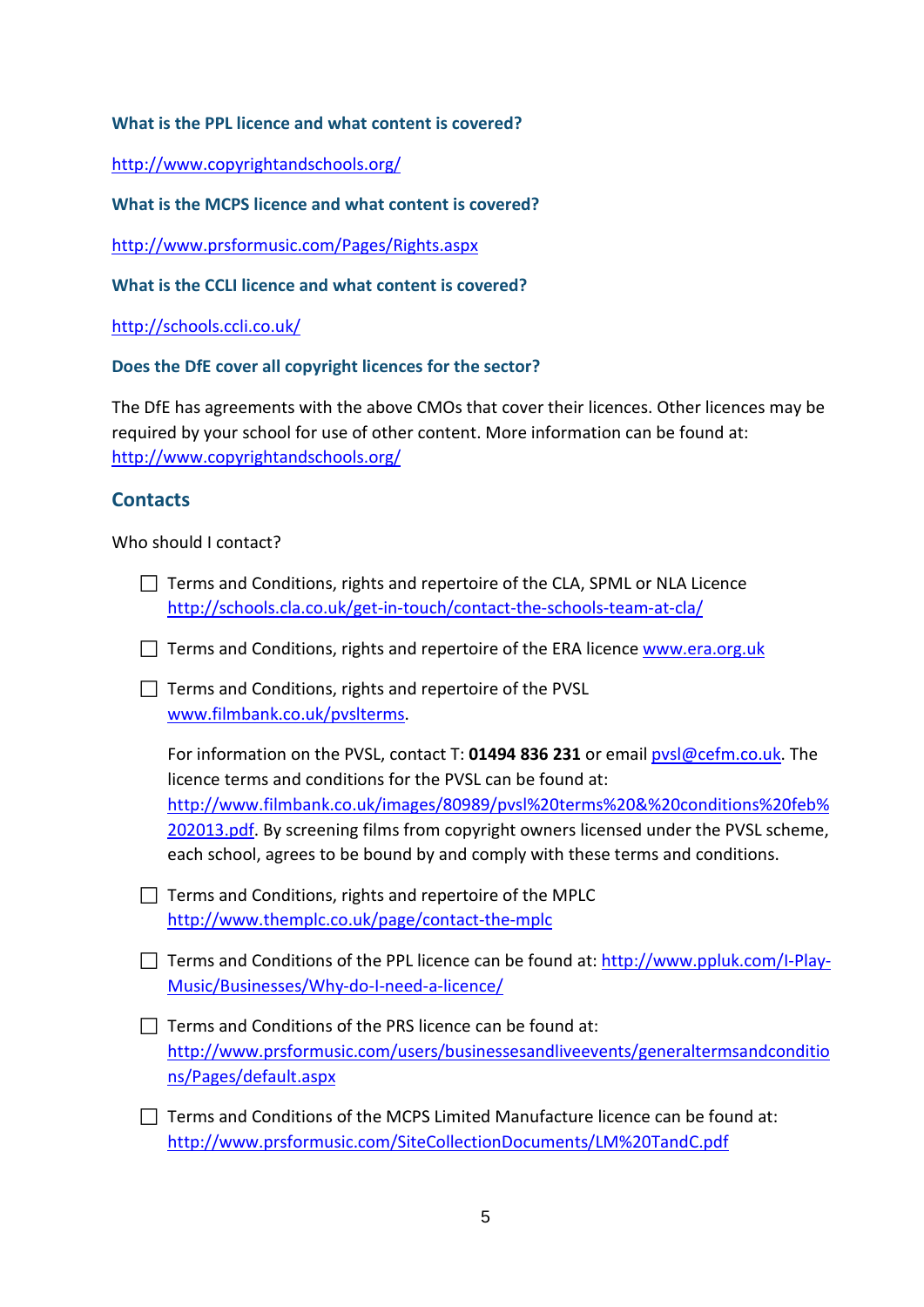### What is the PPL licence and what content is covered?

http://www.copyrightandschools.org/

### What is the MCPS licence and what content is covered?

http://www.prsformusic.com/Pages/Rights.aspx

### What is the CCLI licence and what content is covered?

http://schools.ccli.co.uk/

### Does the DfE cover all copyright licences for the sector?

The DfE has agreements with the above CMOs that cover their licences. Other licences may be required by your school for use of other content. More information can be found at: http://www.copyrightandschools.org/

## Contacts

Who should I contact?

- ☐ Terms and Conditions, rights and repertoire of the CLA, SPML or NLA Licence http://schools.cla.co.uk/get-in-touch/contact-the-schools-team-at-cla/
- ☐ Terms and Conditions, rights and repertoire of the ERA licence www.era.org.uk
- ☐ Terms and Conditions, rights and repertoire of the PVSL www.filmbank.co.uk/pvslterms.

  For information on the PVSL, contact T: **01494 836 231** or email pvsl@cefm.co.uk. The licence terms and conditions for the PVSL can be found at: http://www.filmbank.co.uk/images/80989/pvsl%20terms%20&%20conditions%20feb%202013.pdf. By screening films from copyright owners licensed under the PVSL scheme, each school, agrees to be bound by and comply with these terms and conditions.
- ☐ Terms and Conditions, rights and repertoire of the MPLC http://www.themplc.co.uk/page/contact-the-mplc
- ☐ Terms and Conditions of the PPL licence can be found at: http://www.ppluk.com/I-Play-Music/Businesses/Why-do-I-need-a-licence/
- ☐ Terms and Conditions of the PRS licence can be found at: http://www.prsformusic.com/users/businessesandliveevents/generaltermsandconditions/Pages/default.aspx
- ☐ Terms and Conditions of the MCPS Limited Manufacture licence can be found at: http://www.prsformusic.com/SiteCollectionDocuments/LM%20TandC.pdf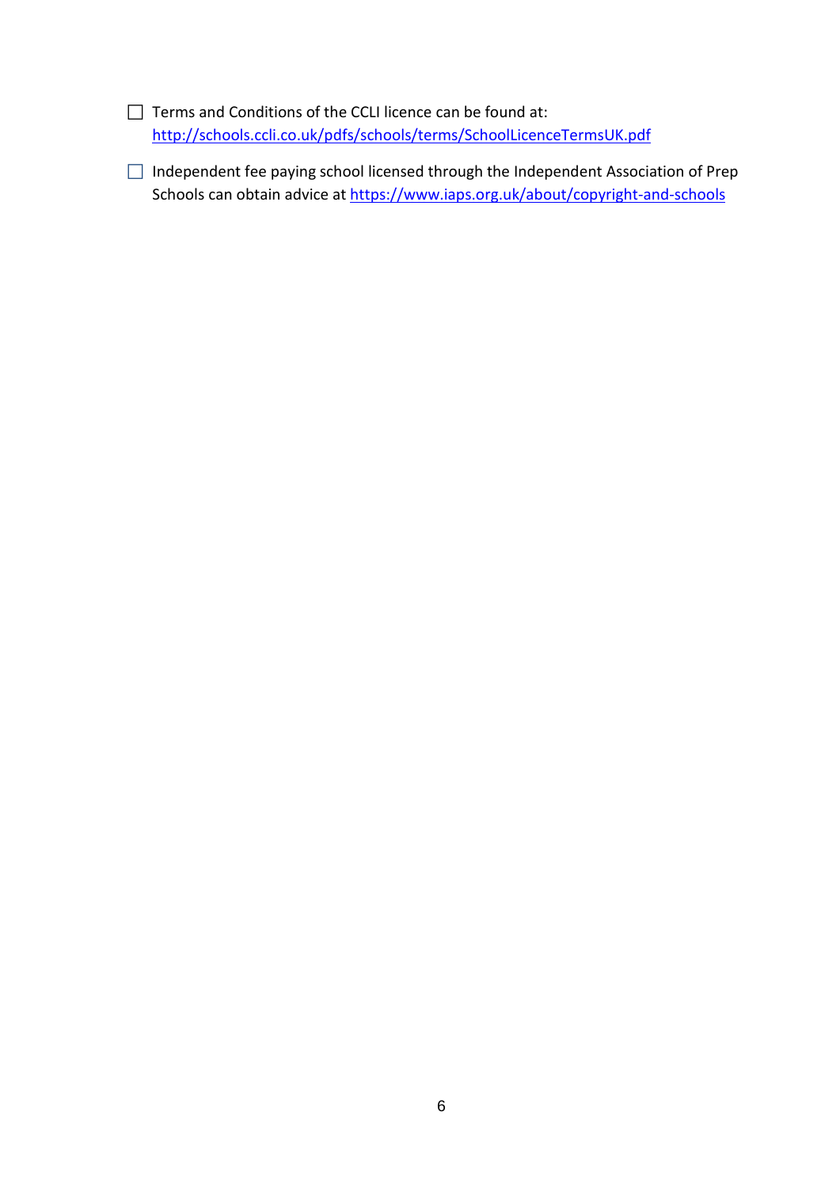- [ ] Terms and Conditions of the CCLI licence can be found at: http://schools.ccli.co.uk/pdfs/schools/terms/SchoolLicenceTermsUK.pdf
- [ ] Independent fee paying school licensed through the Independent Association of Prep Schools can obtain advice at https://www.iaps.org.uk/about/copyright-and-schools